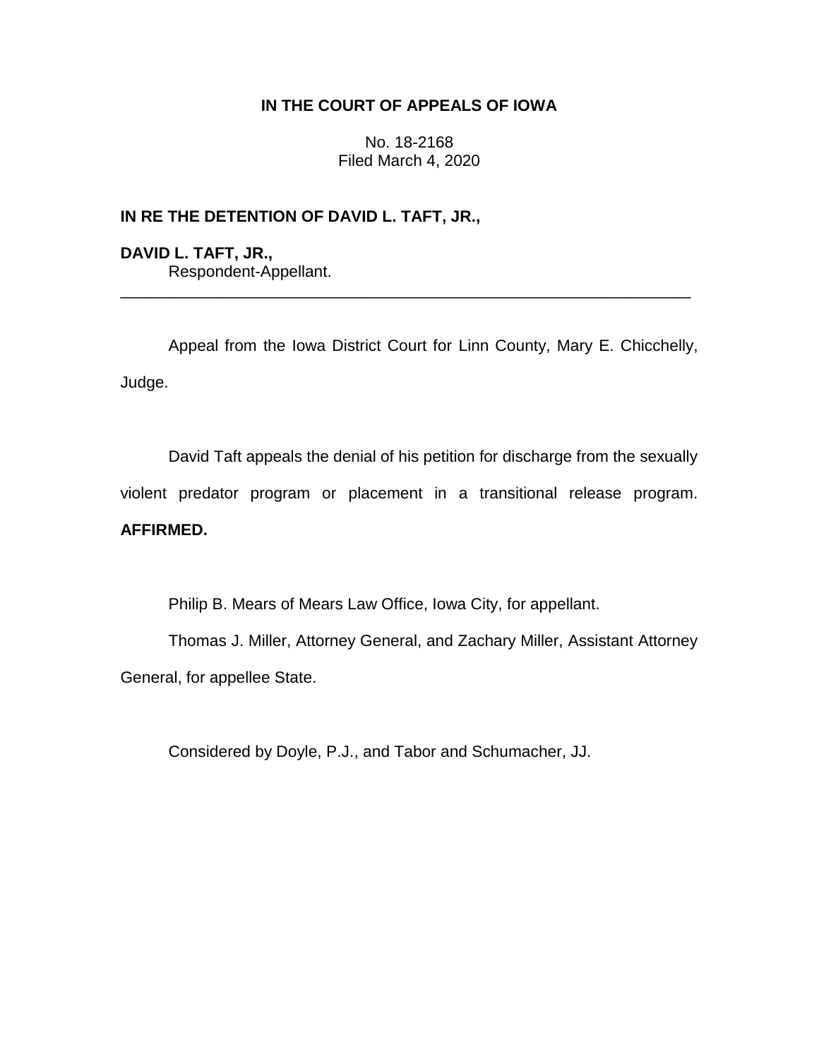# IN THE COURT OF APPEALS OF IOWA

No. 18-2168
Filed March 4, 2020

**IN RE THE DETENTION OF DAVID L. TAFT, JR.,**

**DAVID L. TAFT, JR.,**
Respondent-Appellant.

---

Appeal from the Iowa District Court for Linn County, Mary E. Chicchelly, Judge.

David Taft appeals the denial of his petition for discharge from the sexually violent predator program or placement in a transitional release program. **AFFIRMED.**

Philip B. Mears of Mears Law Office, Iowa City, for appellant.

Thomas J. Miller, Attorney General, and Zachary Miller, Assistant Attorney General, for appellee State.

Considered by Doyle, P.J., and Tabor and Schumacher, JJ.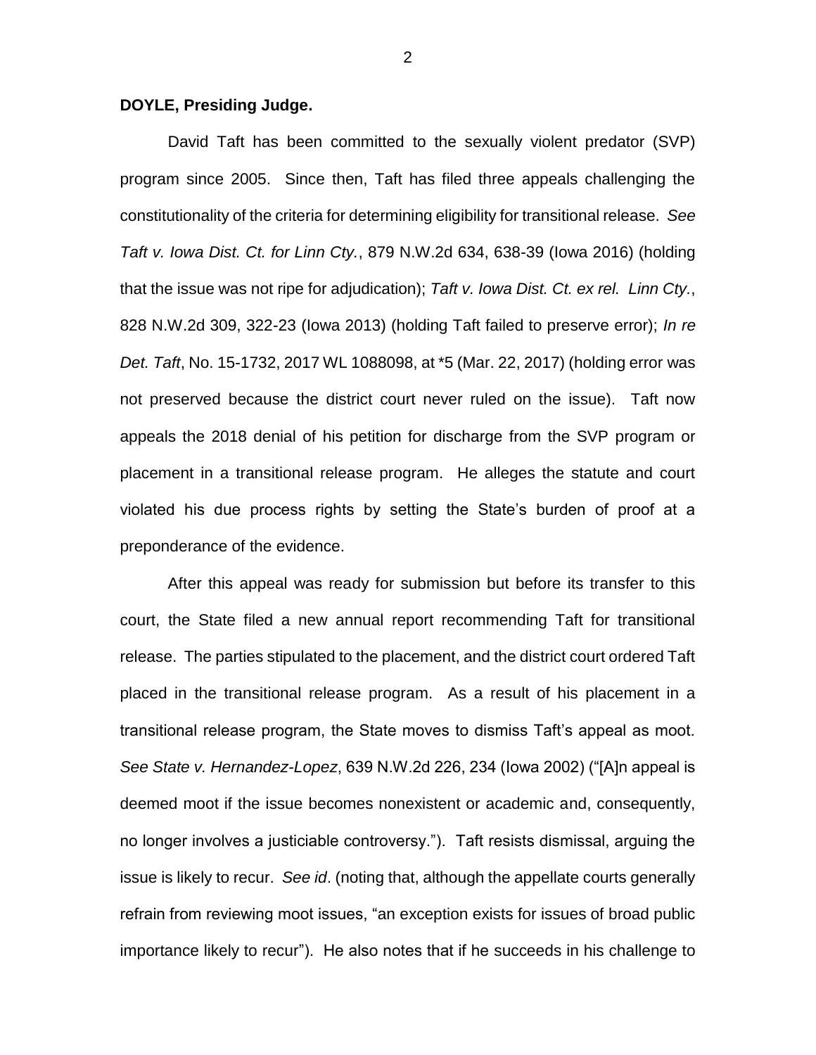**DOYLE, Presiding Judge.**

David Taft has been committed to the sexually violent predator (SVP) program since 2005. Since then, Taft has filed three appeals challenging the constitutionality of the criteria for determining eligibility for transitional release. *See Taft v. Iowa Dist. Ct. for Linn Cty.*, 879 N.W.2d 634, 638-39 (Iowa 2016) (holding that the issue was not ripe for adjudication); *Taft v. Iowa Dist. Ct. ex rel. Linn Cty.*, 828 N.W.2d 309, 322-23 (Iowa 2013) (holding Taft failed to preserve error); *In re Det. Taft*, No. 15-1732, 2017 WL 1088098, at *5 (Mar. 22, 2017) (holding error was not preserved because the district court never ruled on the issue). Taft now appeals the 2018 denial of his petition for discharge from the SVP program or placement in a transitional release program. He alleges the statute and court violated his due process rights by setting the State's burden of proof at a preponderance of the evidence.

After this appeal was ready for submission but before its transfer to this court, the State filed a new annual report recommending Taft for transitional release. The parties stipulated to the placement, and the district court ordered Taft placed in the transitional release program. As a result of his placement in a transitional release program, the State moves to dismiss Taft's appeal as moot. *See State v. Hernandez-Lopez*, 639 N.W.2d 226, 234 (Iowa 2002) ("[A]n appeal is deemed moot if the issue becomes nonexistent or academic and, consequently, no longer involves a justiciable controversy."). Taft resists dismissal, arguing the issue is likely to recur. *See id*. (noting that, although the appellate courts generally refrain from reviewing moot issues, "an exception exists for issues of broad public importance likely to recur"). He also notes that if he succeeds in his challenge to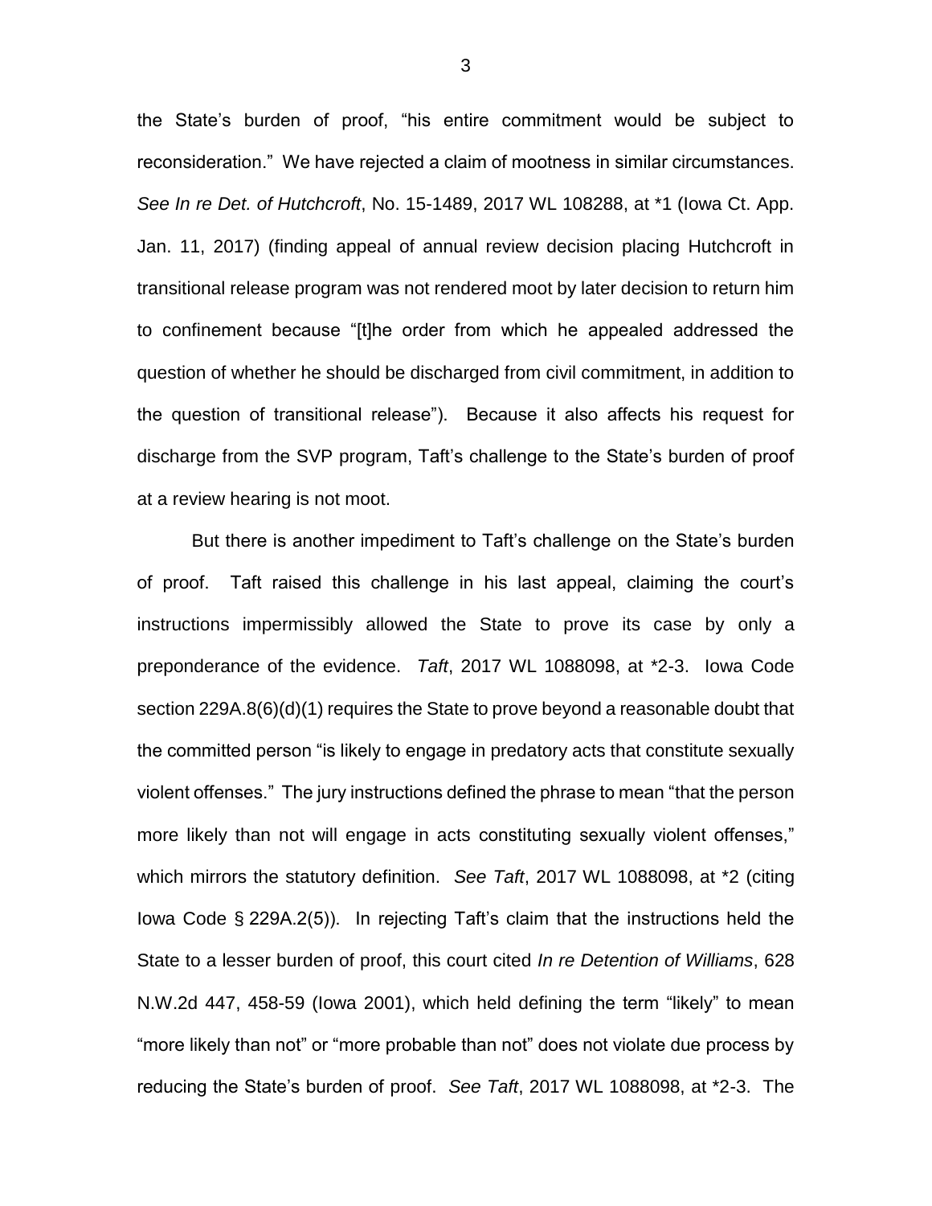the State's burden of proof, "his entire commitment would be subject to reconsideration." We have rejected a claim of mootness in similar circumstances. *See In re Det. of Hutchcroft*, No. 15-1489, 2017 WL 108288, at *1 (Iowa Ct. App. Jan. 11, 2017) (finding appeal of annual review decision placing Hutchcroft in transitional release program was not rendered moot by later decision to return him to confinement because "[t]he order from which he appealed addressed the question of whether he should be discharged from civil commitment, in addition to the question of transitional release"). Because it also affects his request for discharge from the SVP program, Taft's challenge to the State's burden of proof at a review hearing is not moot.

But there is another impediment to Taft's challenge on the State's burden of proof. Taft raised this challenge in his last appeal, claiming the court's instructions impermissibly allowed the State to prove its case by only a preponderance of the evidence. *Taft*, 2017 WL 1088098, at *2-3. Iowa Code section 229A.8(6)(d)(1) requires the State to prove beyond a reasonable doubt that the committed person "is likely to engage in predatory acts that constitute sexually violent offenses." The jury instructions defined the phrase to mean "that the person more likely than not will engage in acts constituting sexually violent offenses," which mirrors the statutory definition. *See Taft*, 2017 WL 1088098, at *2 (citing Iowa Code § 229A.2(5)). In rejecting Taft's claim that the instructions held the State to a lesser burden of proof, this court cited *In re Detention of Williams*, 628 N.W.2d 447, 458-59 (Iowa 2001), which held defining the term "likely" to mean "more likely than not" or "more probable than not" does not violate due process by reducing the State's burden of proof. *See Taft*, 2017 WL 1088098, at *2-3. The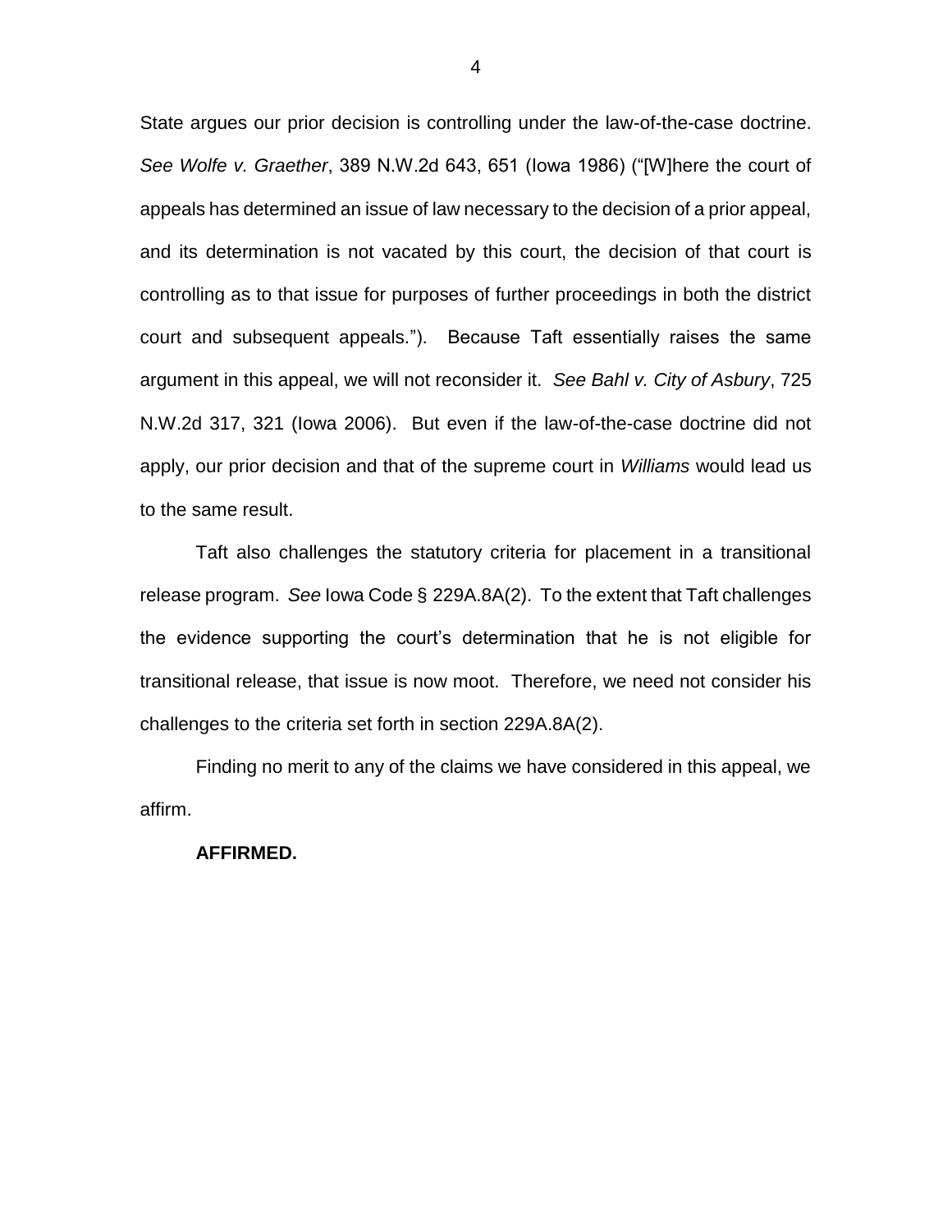State argues our prior decision is controlling under the law-of-the-case doctrine. *See Wolfe v. Graether*, 389 N.W.2d 643, 651 (Iowa 1986) ("[W]here the court of appeals has determined an issue of law necessary to the decision of a prior appeal, and its determination is not vacated by this court, the decision of that court is controlling as to that issue for purposes of further proceedings in both the district court and subsequent appeals."). Because Taft essentially raises the same argument in this appeal, we will not reconsider it. *See Bahl v. City of Asbury*, 725 N.W.2d 317, 321 (Iowa 2006). But even if the law-of-the-case doctrine did not apply, our prior decision and that of the supreme court in *Williams* would lead us to the same result.

Taft also challenges the statutory criteria for placement in a transitional release program. *See* Iowa Code § 229A.8A(2). To the extent that Taft challenges the evidence supporting the court's determination that he is not eligible for transitional release, that issue is now moot. Therefore, we need not consider his challenges to the criteria set forth in section 229A.8A(2).

Finding no merit to any of the claims we have considered in this appeal, we affirm.

**AFFIRMED.**